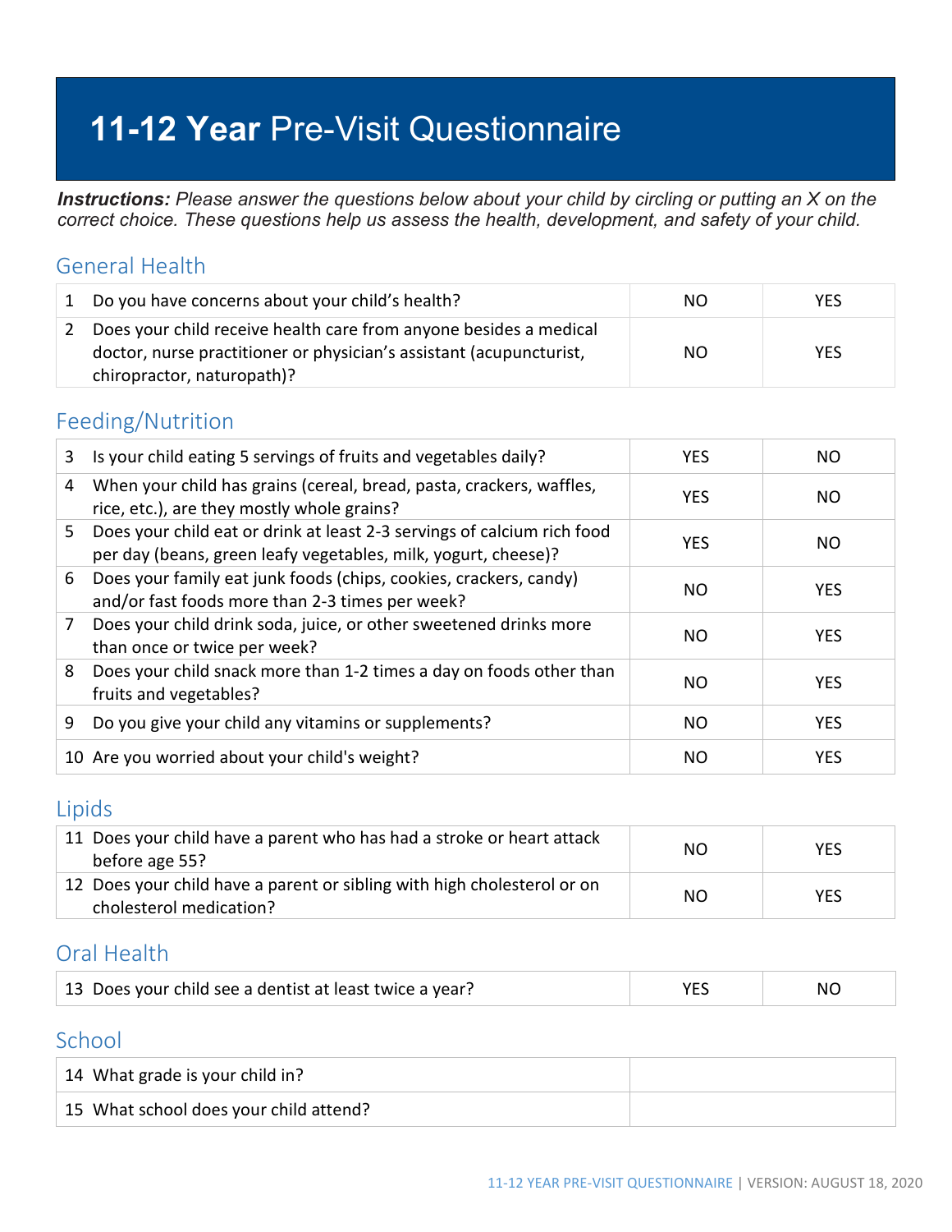# **11-12 Year** Pre-Visit Questionnaire

***Instructions:*** *Please answer the questions below about your child by circling or putting an X on the correct choice. These questions help us assess the health, development, and safety of your child.*

## General Health

| | | | |
|---|---|---|---|
| 1 | Do you have concerns about your child's health? | NO | YES |
| 2 | Does your child receive health care from anyone besides a medical doctor, nurse practitioner or physician's assistant (acupuncturist, chiropractor, naturopath)? | NO | YES |

## Feeding/Nutrition

| | | | |
|---|---|---|---|
| 3 | Is your child eating 5 servings of fruits and vegetables daily? | YES | NO |
| 4 | When your child has grains (cereal, bread, pasta, crackers, waffles, rice, etc.), are they mostly whole grains? | YES | NO |
| 5 | Does your child eat or drink at least 2-3 servings of calcium rich food per day (beans, green leafy vegetables, milk, yogurt, cheese)? | YES | NO |
| 6 | Does your family eat junk foods (chips, cookies, crackers, candy) and/or fast foods more than 2-3 times per week? | NO | YES |
| 7 | Does your child drink soda, juice, or other sweetened drinks more than once or twice per week? | NO | YES |
| 8 | Does your child snack more than 1-2 times a day on foods other than fruits and vegetables? | NO | YES |
| 9 | Do you give your child any vitamins or supplements? | NO | YES |
| 10 | Are you worried about your child's weight? | NO | YES |

## Lipids

| | | | |
|---|---|---|---|
| 11 | Does your child have a parent who has had a stroke or heart attack before age 55? | NO | YES |
| 12 | Does your child have a parent or sibling with high cholesterol or on cholesterol medication? | NO | YES |

## Oral Health

| | | | |
|---|---|---|---|
| 13 | Does your child see a dentist at least twice a year? | YES | NO |

## School

| | | |
|---|---|---|
| 14 | What grade is your child in? | |
| 15 | What school does your child attend? | |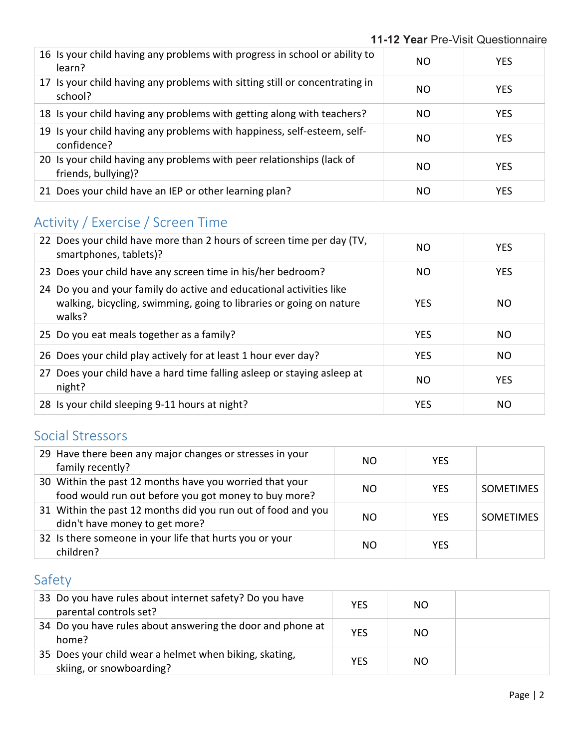| | | |
|---|---|---|
| 16 Is your child having any problems with progress in school or ability to learn? | NO | YES |
| 17 Is your child having any problems with sitting still or concentrating in school? | NO | YES |
| 18 Is your child having any problems with getting along with teachers? | NO | YES |
| 19 Is your child having any problems with happiness, self-esteem, self-confidence? | NO | YES |
| 20 Is your child having any problems with peer relationships (lack of friends, bullying)? | NO | YES |
| 21 Does your child have an IEP or other learning plan? | NO | YES |

## Activity / Exercise / Screen Time

| | | |
|---|---|---|
| 22 Does your child have more than 2 hours of screen time per day (TV, smartphones, tablets)? | NO | YES |
| 23 Does your child have any screen time in his/her bedroom? | NO | YES |
| 24 Do you and your family do active and educational activities like walking, bicycling, swimming, going to libraries or going on nature walks? | YES | NO |
| 25 Do you eat meals together as a family? | YES | NO |
| 26 Does your child play actively for at least 1 hour ever day? | YES | NO |
| 27 Does your child have a hard time falling asleep or staying asleep at night? | NO | YES |
| 28 Is your child sleeping 9-11 hours at night? | YES | NO |

## Social Stressors

| | | | |
|---|---|---|---|
| 29 Have there been any major changes or stresses in your family recently? | NO | YES | |
| 30 Within the past 12 months have you worried that your food would run out before you got money to buy more? | NO | YES | SOMETIMES |
| 31 Within the past 12 months did you run out of food and you didn't have money to get more? | NO | YES | SOMETIMES |
| 32 Is there someone in your life that hurts you or your children? | NO | YES | |

## Safety

| | | | |
|---|---|---|---|
| 33 Do you have rules about internet safety? Do you have parental controls set? | YES | NO | |
| 34 Do you have rules about answering the door and phone at home? | YES | NO | |
| 35 Does your child wear a helmet when biking, skating, skiing, or snowboarding? | YES | NO | |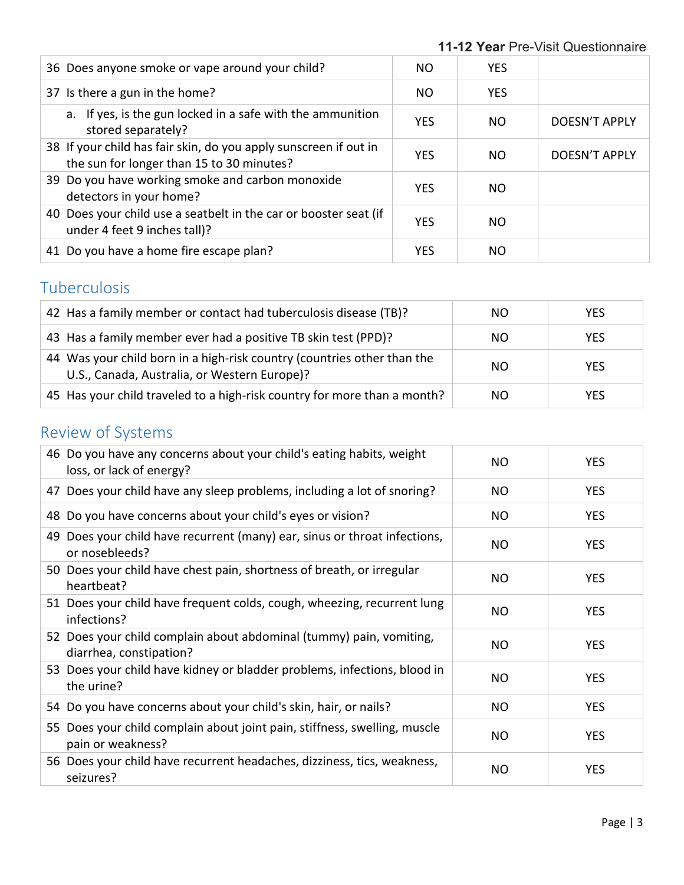| | | | |
|---|---|---|---|
| 36 Does anyone smoke or vape around your child? | NO | YES | |
| 37 Is there a gun in the home? | NO | YES | |
| a. If yes, is the gun locked in a safe with the ammunition stored separately? | YES | NO | DOESN'T APPLY |
| 38 If your child has fair skin, do you apply sunscreen if out in the sun for longer than 15 to 30 minutes? | YES | NO | DOESN'T APPLY |
| 39 Do you have working smoke and carbon monoxide detectors in your home? | YES | NO | |
| 40 Does your child use a seatbelt in the car or booster seat (if under 4 feet 9 inches tall)? | YES | NO | |
| 41 Do you have a home fire escape plan? | YES | NO | |

## Tuberculosis

| | | |
|---|---|---|
| 42 Has a family member or contact had tuberculosis disease (TB)? | NO | YES |
| 43 Has a family member ever had a positive TB skin test (PPD)? | NO | YES |
| 44 Was your child born in a high-risk country (countries other than the U.S., Canada, Australia, or Western Europe)? | NO | YES |
| 45 Has your child traveled to a high-risk country for more than a month? | NO | YES |

## Review of Systems

| | | |
|---|---|---|
| 46 Do you have any concerns about your child's eating habits, weight loss, or lack of energy? | NO | YES |
| 47 Does your child have any sleep problems, including a lot of snoring? | NO | YES |
| 48 Do you have concerns about your child's eyes or vision? | NO | YES |
| 49 Does your child have recurrent (many) ear, sinus or throat infections, or nosebleeds? | NO | YES |
| 50 Does your child have chest pain, shortness of breath, or irregular heartbeat? | NO | YES |
| 51 Does your child have frequent colds, cough, wheezing, recurrent lung infections? | NO | YES |
| 52 Does your child complain about abdominal (tummy) pain, vomiting, diarrhea, constipation? | NO | YES |
| 53 Does your child have kidney or bladder problems, infections, blood in the urine? | NO | YES |
| 54 Do you have concerns about your child's skin, hair, or nails? | NO | YES |
| 55 Does your child complain about joint pain, stiffness, swelling, muscle pain or weakness? | NO | YES |
| 56 Does your child have recurrent headaches, dizziness, tics, weakness, seizures? | NO | YES |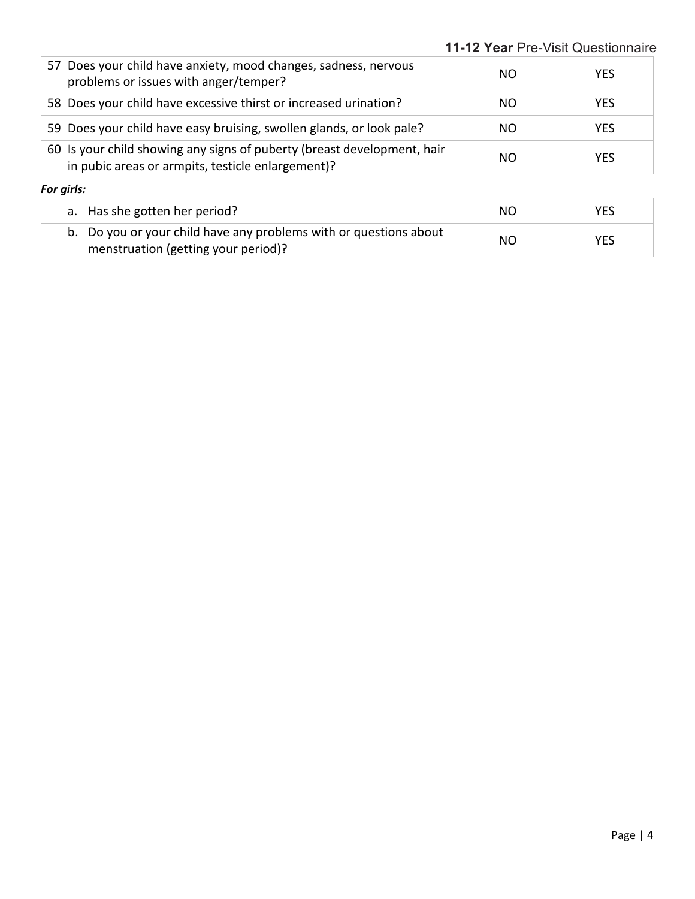| | | |
|---|---|---|
| 57 Does your child have anxiety, mood changes, sadness, nervous problems or issues with anger/temper? | NO | YES |
| 58 Does your child have excessive thirst or increased urination? | NO | YES |
| 59 Does your child have easy bruising, swollen glands, or look pale? | NO | YES |
| 60 Is your child showing any signs of puberty (breast development, hair in pubic areas or armpits, testicle enlargement)? | NO | YES |

***For girls:***

| | | |
|---|---|---|
| a. Has she gotten her period? | NO | YES |
| b. Do you or your child have any problems with or questions about menstruation (getting your period)? | NO | YES |